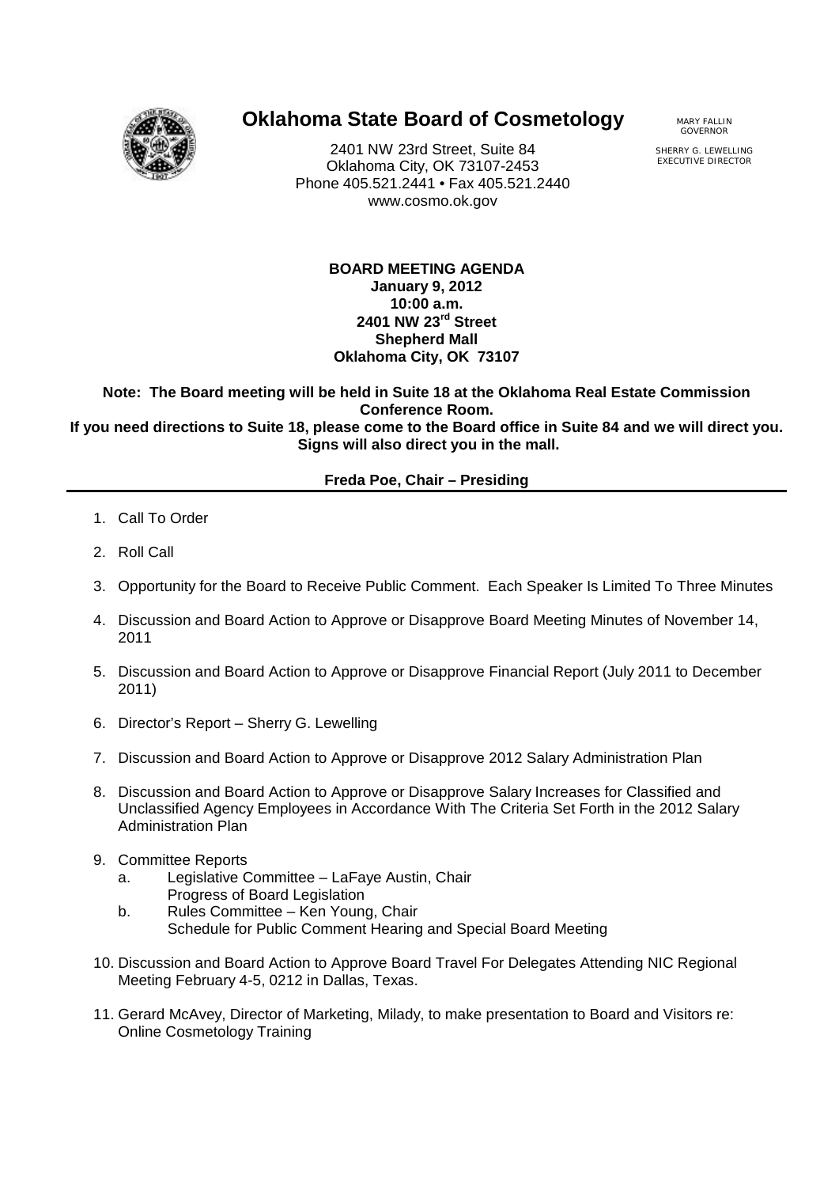# Oklahoma State Board of Cosmetology

2401 NW 23rd Street, Suite 84
Oklahoma City, OK 73107-2453
Phone 405.521.2441 • Fax 405.521.2440
www.cosmo.ok.gov

MARY FALLIN
GOVERNOR

SHERRY G. LEWELLING
EXECUTIVE DIRECTOR

**BOARD MEETING AGENDA**
**January 9, 2012**
**10:00 a.m.**
**2401 NW 23rd Street**
**Shepherd Mall**
**Oklahoma City, OK 73107**

**Note: The Board meeting will be held in Suite 18 at the Oklahoma Real Estate Commission Conference Room.**
**If you need directions to Suite 18, please come to the Board office in Suite 84 and we will direct you. Signs will also direct you in the mall.**

**Freda Poe, Chair – Presiding**

1. Call To Order
2. Roll Call
3. Opportunity for the Board to Receive Public Comment. Each Speaker Is Limited To Three Minutes
4. Discussion and Board Action to Approve or Disapprove Board Meeting Minutes of November 14, 2011
5. Discussion and Board Action to Approve or Disapprove Financial Report (July 2011 to December 2011)
6. Director's Report – Sherry G. Lewelling
7. Discussion and Board Action to Approve or Disapprove 2012 Salary Administration Plan
8. Discussion and Board Action to Approve or Disapprove Salary Increases for Classified and Unclassified Agency Employees in Accordance With The Criteria Set Forth in the 2012 Salary Administration Plan
9. Committee Reports
   a. Legislative Committee – LaFaye Austin, Chair
      Progress of Board Legislation
   b. Rules Committee – Ken Young, Chair
      Schedule for Public Comment Hearing and Special Board Meeting
10. Discussion and Board Action to Approve Board Travel For Delegates Attending NIC Regional Meeting February 4-5, 0212 in Dallas, Texas.
11. Gerard McAvey, Director of Marketing, Milady, to make presentation to Board and Visitors re: Online Cosmetology Training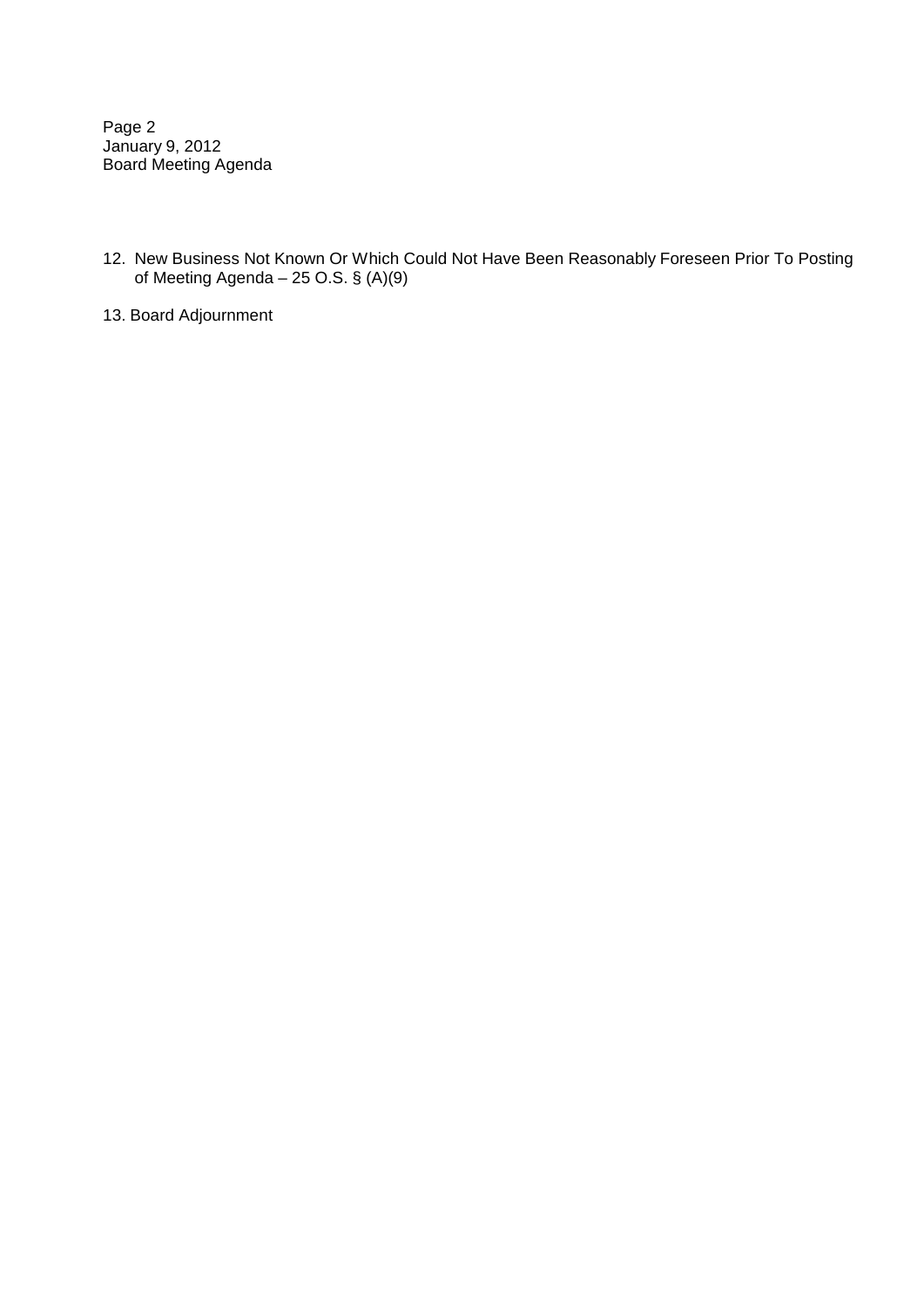12. New Business Not Known Or Which Could Not Have Been Reasonably Foreseen Prior To Posting of Meeting Agenda – 25 O.S. § (A)(9)

13. Board Adjournment